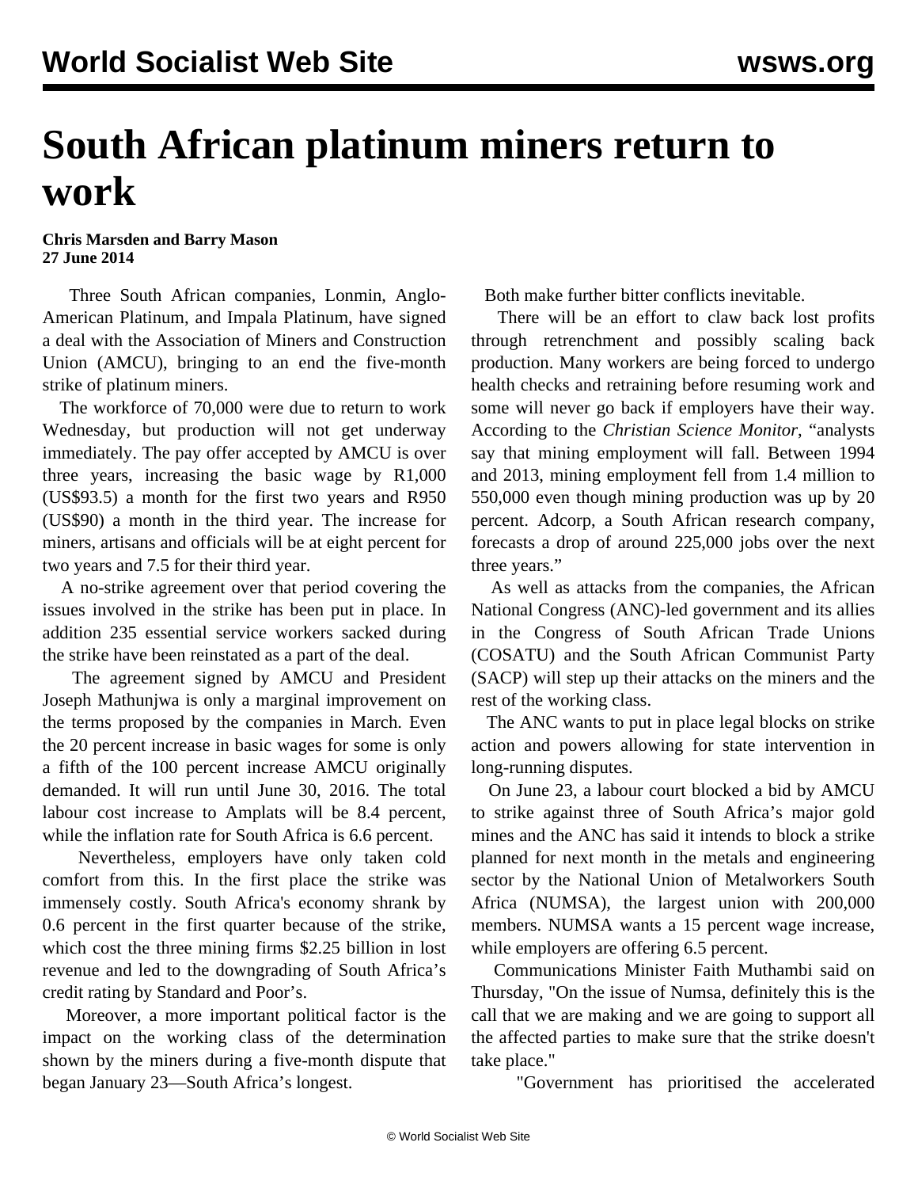# South African platinum miners return to work

**Chris Marsden and Barry Mason**
**27 June 2014**

Three South African companies, Lonmin, Anglo-American Platinum, and Impala Platinum, have signed a deal with the Association of Miners and Construction Union (AMCU), bringing to an end the five-month strike of platinum miners.

The workforce of 70,000 were due to return to work Wednesday, but production will not get underway immediately. The pay offer accepted by AMCU is over three years, increasing the basic wage by R1,000 (US$93.5) a month for the first two years and R950 (US$90) a month in the third year. The increase for miners, artisans and officials will be at eight percent for two years and 7.5 for their third year.

A no-strike agreement over that period covering the issues involved in the strike has been put in place. In addition 235 essential service workers sacked during the strike have been reinstated as a part of the deal.

The agreement signed by AMCU and President Joseph Mathunjwa is only a marginal improvement on the terms proposed by the companies in March. Even the 20 percent increase in basic wages for some is only a fifth of the 100 percent increase AMCU originally demanded. It will run until June 30, 2016. The total labour cost increase to Amplats will be 8.4 percent, while the inflation rate for South Africa is 6.6 percent.

Nevertheless, employers have only taken cold comfort from this. In the first place the strike was immensely costly. South Africa's economy shrank by 0.6 percent in the first quarter because of the strike, which cost the three mining firms $2.25 billion in lost revenue and led to the downgrading of South Africa's credit rating by Standard and Poor's.

Moreover, a more important political factor is the impact on the working class of the determination shown by the miners during a five-month dispute that began January 23—South Africa's longest.

Both make further bitter conflicts inevitable.

There will be an effort to claw back lost profits through retrenchment and possibly scaling back production. Many workers are being forced to undergo health checks and retraining before resuming work and some will never go back if employers have their way. According to the *Christian Science Monitor*, "analysts say that mining employment will fall. Between 1994 and 2013, mining employment fell from 1.4 million to 550,000 even though mining production was up by 20 percent. Adcorp, a South African research company, forecasts a drop of around 225,000 jobs over the next three years."

As well as attacks from the companies, the African National Congress (ANC)-led government and its allies in the Congress of South African Trade Unions (COSATU) and the South African Communist Party (SACP) will step up their attacks on the miners and the rest of the working class.

The ANC wants to put in place legal blocks on strike action and powers allowing for state intervention in long-running disputes.

On June 23, a labour court blocked a bid by AMCU to strike against three of South Africa's major gold mines and the ANC has said it intends to block a strike planned for next month in the metals and engineering sector by the National Union of Metalworkers South Africa (NUMSA), the largest union with 200,000 members. NUMSA wants a 15 percent wage increase, while employers are offering 6.5 percent.

Communications Minister Faith Muthambi said on Thursday, "On the issue of Numsa, definitely this is the call that we are making and we are going to support all the affected parties to make sure that the strike doesn't take place."

"Government has prioritised the accelerated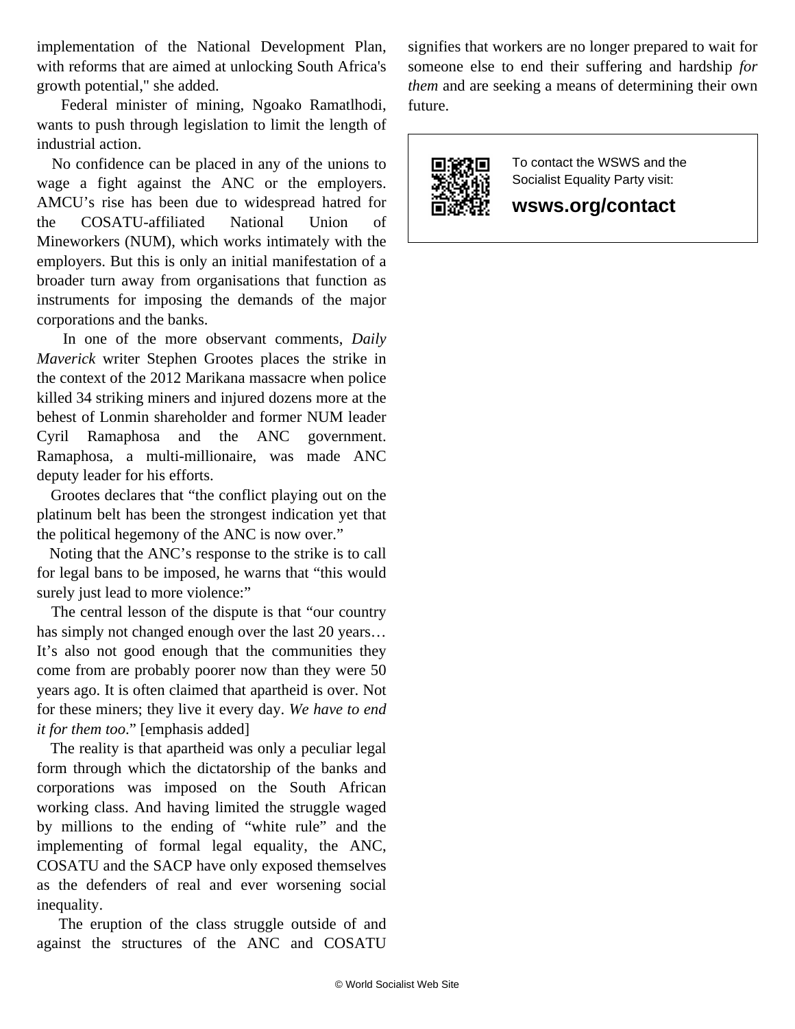implementation of the National Development Plan, with reforms that are aimed at unlocking South Africa's growth potential," she added.

Federal minister of mining, Ngoako Ramatlhodi, wants to push through legislation to limit the length of industrial action.

No confidence can be placed in any of the unions to wage a fight against the ANC or the employers. AMCU's rise has been due to widespread hatred for the COSATU-affiliated National Union of Mineworkers (NUM), which works intimately with the employers. But this is only an initial manifestation of a broader turn away from organisations that function as instruments for imposing the demands of the major corporations and the banks.

In one of the more observant comments, *Daily Maverick* writer Stephen Grootes places the strike in the context of the 2012 Marikana massacre when police killed 34 striking miners and injured dozens more at the behest of Lonmin shareholder and former NUM leader Cyril Ramaphosa and the ANC government. Ramaphosa, a multi-millionaire, was made ANC deputy leader for his efforts.

Grootes declares that "the conflict playing out on the platinum belt has been the strongest indication yet that the political hegemony of the ANC is now over."

Noting that the ANC's response to the strike is to call for legal bans to be imposed, he warns that "this would surely just lead to more violence:"

The central lesson of the dispute is that "our country has simply not changed enough over the last 20 years… It's also not good enough that the communities they come from are probably poorer now than they were 50 years ago. It is often claimed that apartheid is over. Not for these miners; they live it every day. *We have to end it for them too.*" [emphasis added]

The reality is that apartheid was only a peculiar legal form through which the dictatorship of the banks and corporations was imposed on the South African working class. And having limited the struggle waged by millions to the ending of "white rule" and the implementing of formal legal equality, the ANC, COSATU and the SACP have only exposed themselves as the defenders of real and ever worsening social inequality.

The eruption of the class struggle outside of and against the structures of the ANC and COSATU signifies that workers are no longer prepared to wait for someone else to end their suffering and hardship *for them* and are seeking a means of determining their own future.

To contact the WSWS and the Socialist Equality Party visit:

**wsws.org/contact**